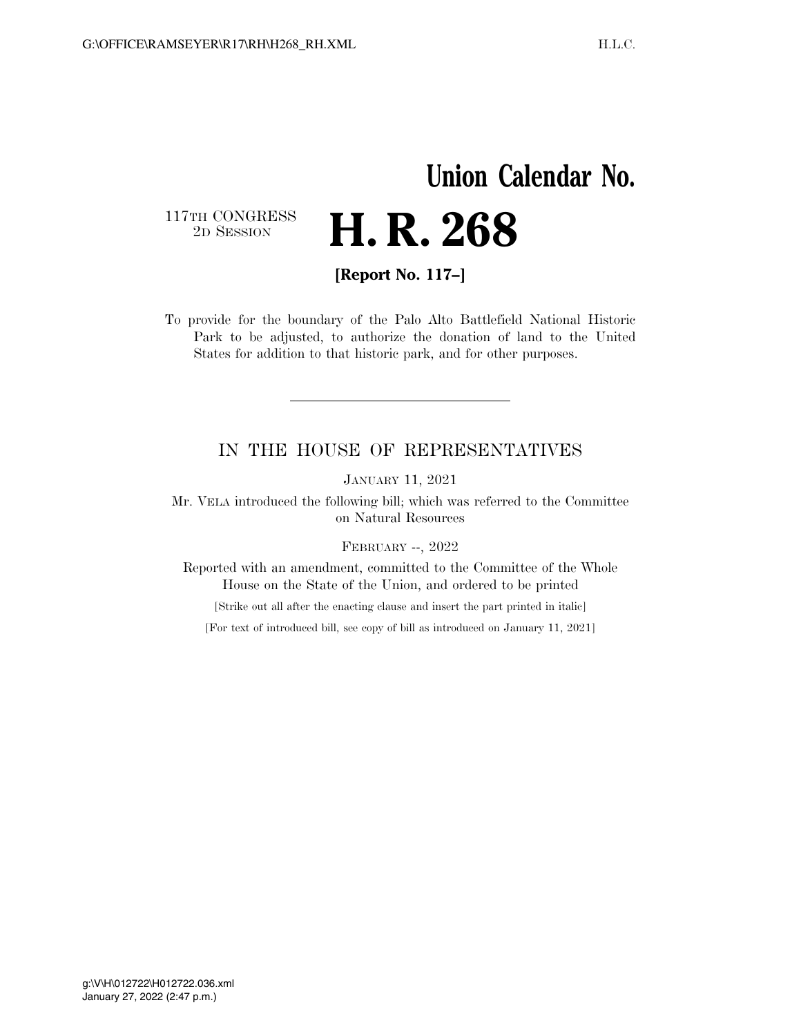# Union Calendar No.

117TH CONGRESS
2D SESSION

# H. R. 268

**[Report No. 117–]**

To provide for the boundary of the Palo Alto Battlefield National Historic Park to be adjusted, to authorize the donation of land to the United States for addition to that historic park, and for other purposes.

---

## IN THE HOUSE OF REPRESENTATIVES

JANUARY 11, 2021

Mr. VELA introduced the following bill; which was referred to the Committee on Natural Resources

FEBRUARY --, 2022

Reported with an amendment, committed to the Committee of the Whole House on the State of the Union, and ordered to be printed

[Strike out all after the enacting clause and insert the part printed in italic]

[For text of introduced bill, see copy of bill as introduced on January 11, 2021]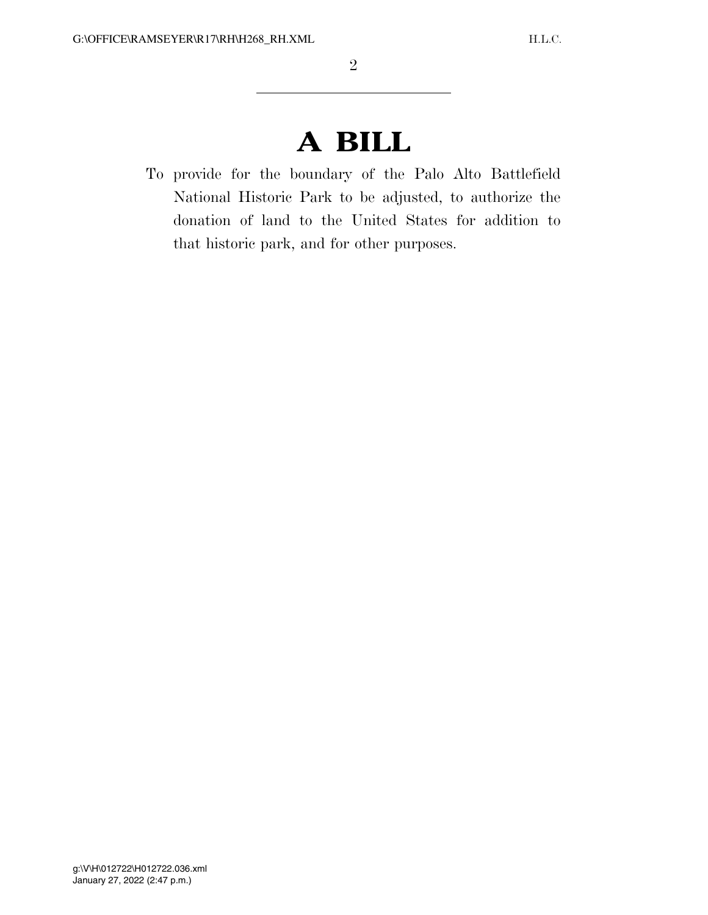# A BILL

To provide for the boundary of the Palo Alto Battlefield National Historic Park to be adjusted, to authorize the donation of land to the United States for addition to that historic park, and for other purposes.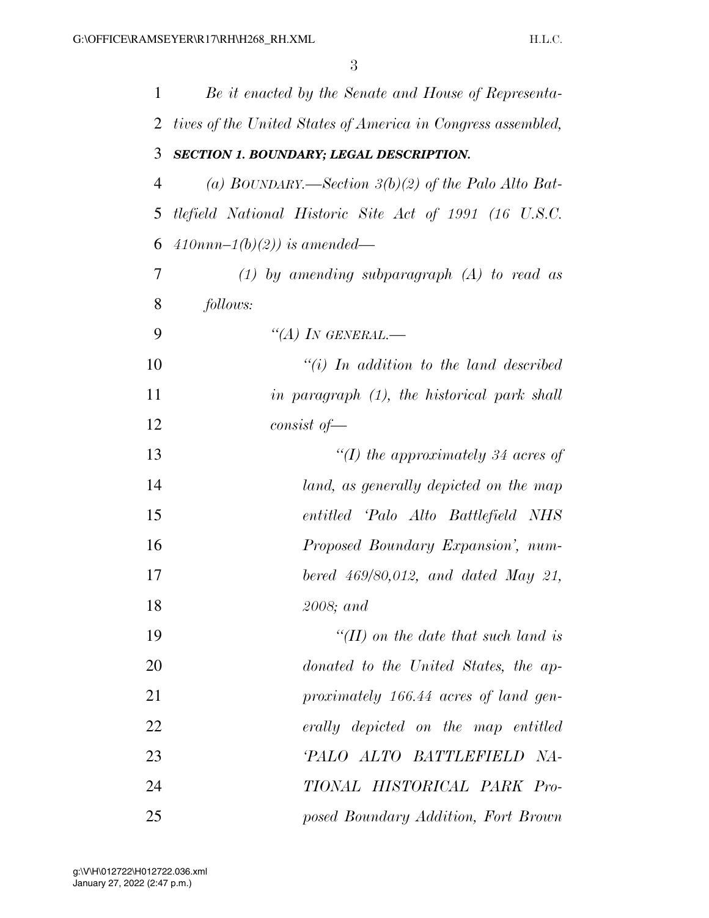*Be it enacted by the Senate and House of Representatives of the United States of America in Congress assembled,*

***SECTION 1. BOUNDARY; LEGAL DESCRIPTION.***

*(a) BOUNDARY.—Section 3(b)(2) of the Palo Alto Battlefield National Historic Site Act of 1991 (16 U.S.C. 410nnn–1(b)(2)) is amended—*

*(1) by amending subparagraph (A) to read as follows:*

*"(A) IN GENERAL.—*

*"(i) In addition to the land described in paragraph (1), the historical park shall consist of—*

*"(I) the approximately 34 acres of land, as generally depicted on the map entitled 'Palo Alto Battlefield NHS Proposed Boundary Expansion', numbered 469/80,012, and dated May 21, 2008; and*

*"(II) on the date that such land is donated to the United States, the approximately 166.44 acres of land generally depicted on the map entitled 'PALO ALTO BATTLEFIELD NATIONAL HISTORICAL PARK Proposed Boundary Addition, Fort Brown*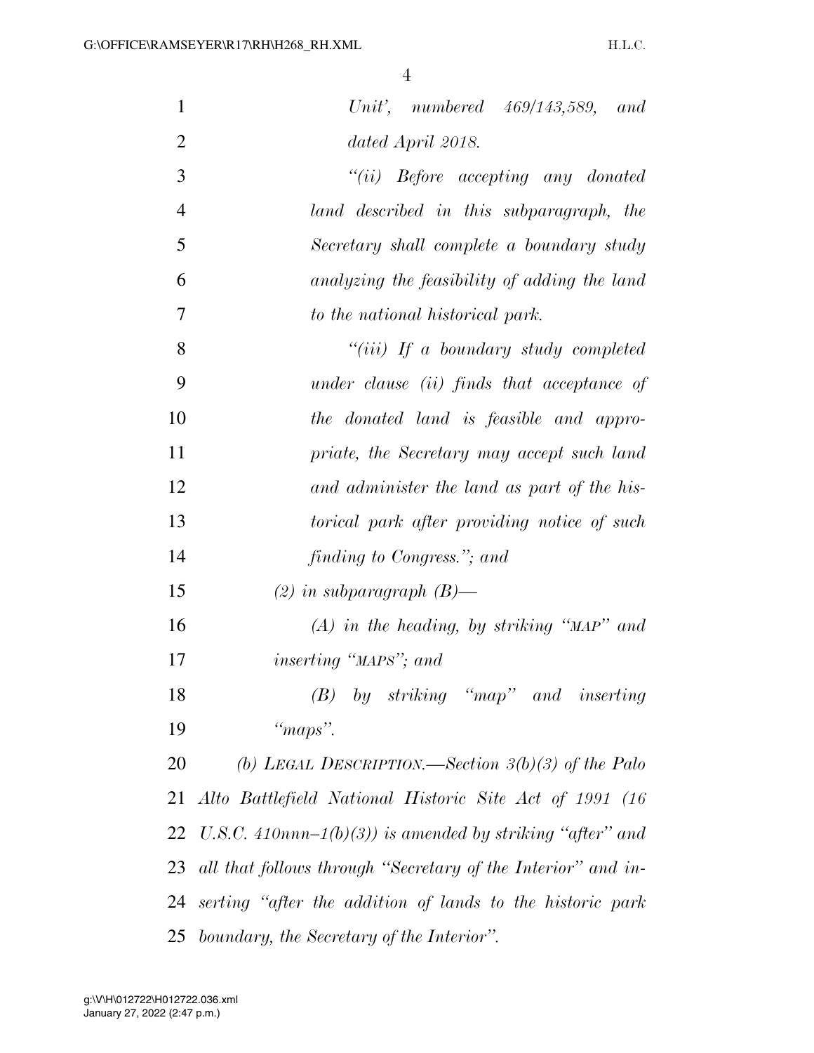*Unit', numbered 469/143,589, and dated April 2018.*

*"(ii) Before accepting any donated land described in this subparagraph, the Secretary shall complete a boundary study analyzing the feasibility of adding the land to the national historical park.*

*"(iii) If a boundary study completed under clause (ii) finds that acceptance of the donated land is feasible and appropriate, the Secretary may accept such land and administer the land as part of the historical park after providing notice of such finding to Congress."; and*

*(2) in subparagraph (B)—*

*(A) in the heading, by striking "MAP" and inserting "MAPS"; and*

*(B) by striking "map" and inserting "maps".*

*(b) LEGAL DESCRIPTION.—Section 3(b)(3) of the Palo Alto Battlefield National Historic Site Act of 1991 (16 U.S.C. 410nnn–1(b)(3)) is amended by striking "after" and all that follows through "Secretary of the Interior" and inserting "after the addition of lands to the historic park boundary, the Secretary of the Interior".*